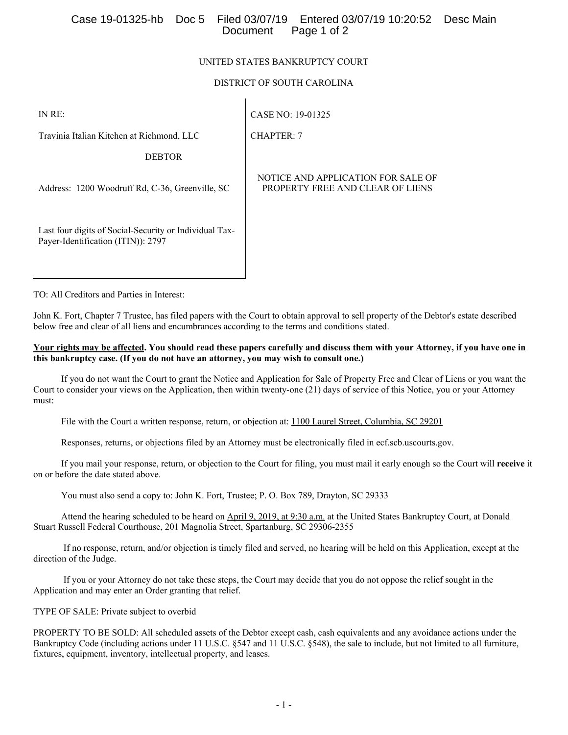UNITED STATES BANKRUPTCY COURT

DISTRICT OF SOUTH CAROLINA

| IN RE: | CASE NO: 19-01325 |
|---|---|
| Travinia Italian Kitchen at Richmond, LLC | CHAPTER: 7 |
| DEBTOR | |
| Address: 1200 Woodruff Rd, C-36, Greenville, SC | NOTICE AND APPLICATION FOR SALE OF PROPERTY FREE AND CLEAR OF LIENS |
| Last four digits of Social-Security or Individual Tax-Payer-Identification (ITIN)): 2797 | |

TO: All Creditors and Parties in Interest:

John K. Fort, Chapter 7 Trustee, has filed papers with the Court to obtain approval to sell property of the Debtor's estate described below free and clear of all liens and encumbrances according to the terms and conditions stated.

**<u>Your rights may be affected</u>. You should read these papers carefully and discuss them with your Attorney, if you have one in this bankruptcy case. (If you do not have an attorney, you may wish to consult one.)**

If you do not want the Court to grant the Notice and Application for Sale of Property Free and Clear of Liens or you want the Court to consider your views on the Application, then within twenty-one (21) days of service of this Notice, you or your Attorney must:

File with the Court a written response, return, or objection at: <u>1100 Laurel Street, Columbia, SC 29201</u>

Responses, returns, or objections filed by an Attorney must be electronically filed in ecf.scb.uscourts.gov.

If you mail your response, return, or objection to the Court for filing, you must mail it early enough so the Court will **receive** it on or before the date stated above.

You must also send a copy to: John K. Fort, Trustee; P. O. Box 789, Drayton, SC 29333

Attend the hearing scheduled to be heard on <u>April 9, 2019, at 9:30 a.m.</u> at the United States Bankruptcy Court, at Donald Stuart Russell Federal Courthouse, 201 Magnolia Street, Spartanburg, SC 29306-2355

If no response, return, and/or objection is timely filed and served, no hearing will be held on this Application, except at the direction of the Judge.

If you or your Attorney do not take these steps, the Court may decide that you do not oppose the relief sought in the Application and may enter an Order granting that relief.

TYPE OF SALE: Private subject to overbid

PROPERTY TO BE SOLD: All scheduled assets of the Debtor except cash, cash equivalents and any avoidance actions under the Bankruptcy Code (including actions under 11 U.S.C. §547 and 11 U.S.C. §548), the sale to include, but not limited to all furniture, fixtures, equipment, inventory, intellectual property, and leases.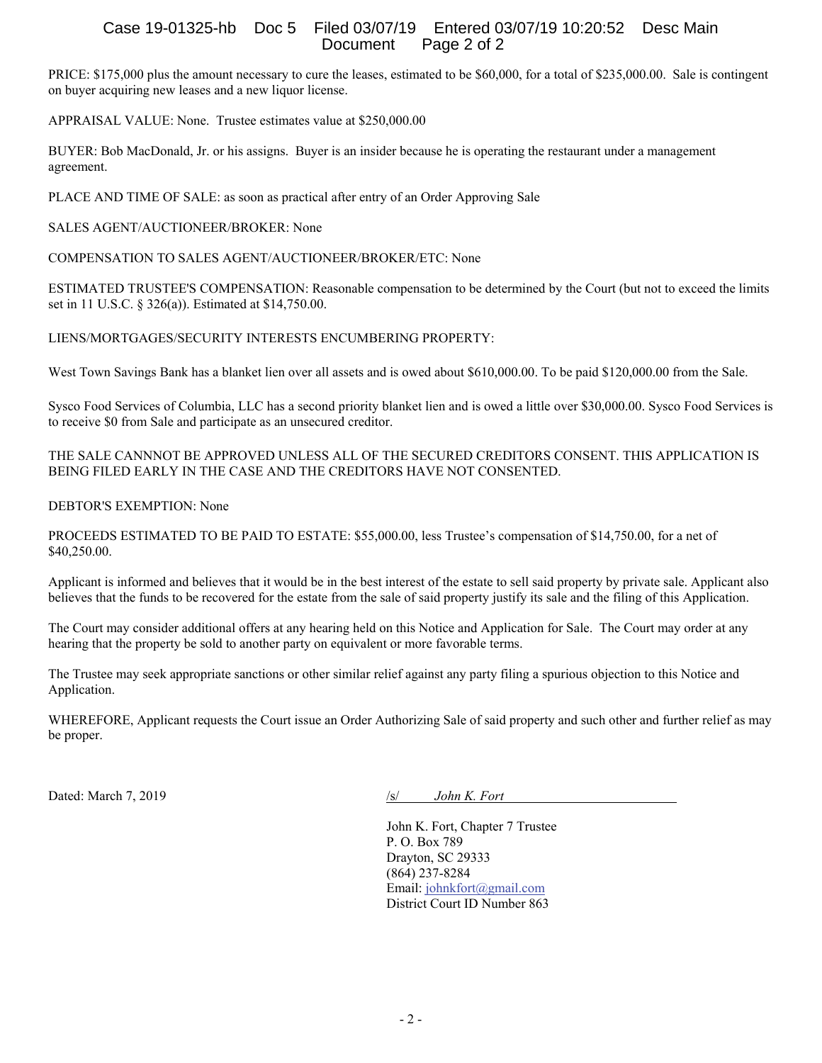PRICE: $175,000 plus the amount necessary to cure the leases, estimated to be $60,000, for a total of $235,000.00. Sale is contingent on buyer acquiring new leases and a new liquor license.

APPRAISAL VALUE: None. Trustee estimates value at $250,000.00

BUYER: Bob MacDonald, Jr. or his assigns. Buyer is an insider because he is operating the restaurant under a management agreement.

PLACE AND TIME OF SALE: as soon as practical after entry of an Order Approving Sale

SALES AGENT/AUCTIONEER/BROKER: None

COMPENSATION TO SALES AGENT/AUCTIONEER/BROKER/ETC: None

ESTIMATED TRUSTEE'S COMPENSATION: Reasonable compensation to be determined by the Court (but not to exceed the limits set in 11 U.S.C. § 326(a)). Estimated at $14,750.00.

LIENS/MORTGAGES/SECURITY INTERESTS ENCUMBERING PROPERTY:

West Town Savings Bank has a blanket lien over all assets and is owed about $610,000.00. To be paid $120,000.00 from the Sale.

Sysco Food Services of Columbia, LLC has a second priority blanket lien and is owed a little over $30,000.00. Sysco Food Services is to receive $0 from Sale and participate as an unsecured creditor.

THE SALE CANNNOT BE APPROVED UNLESS ALL OF THE SECURED CREDITORS CONSENT. THIS APPLICATION IS BEING FILED EARLY IN THE CASE AND THE CREDITORS HAVE NOT CONSENTED.

DEBTOR'S EXEMPTION: None

PROCEEDS ESTIMATED TO BE PAID TO ESTATE: $55,000.00, less Trustee's compensation of $14,750.00, for a net of $40,250.00.

Applicant is informed and believes that it would be in the best interest of the estate to sell said property by private sale. Applicant also believes that the funds to be recovered for the estate from the sale of said property justify its sale and the filing of this Application.

The Court may consider additional offers at any hearing held on this Notice and Application for Sale. The Court may order at any hearing that the property be sold to another party on equivalent or more favorable terms.

The Trustee may seek appropriate sanctions or other similar relief against any party filing a spurious objection to this Notice and Application.

WHEREFORE, Applicant requests the Court issue an Order Authorizing Sale of said property and such other and further relief as may be proper.

Dated: March 7, 2019

/s/ *John K. Fort*

John K. Fort, Chapter 7 Trustee
P. O. Box 789
Drayton, SC 29333
(864) 237-8284
Email: johnkfort@gmail.com
District Court ID Number 863